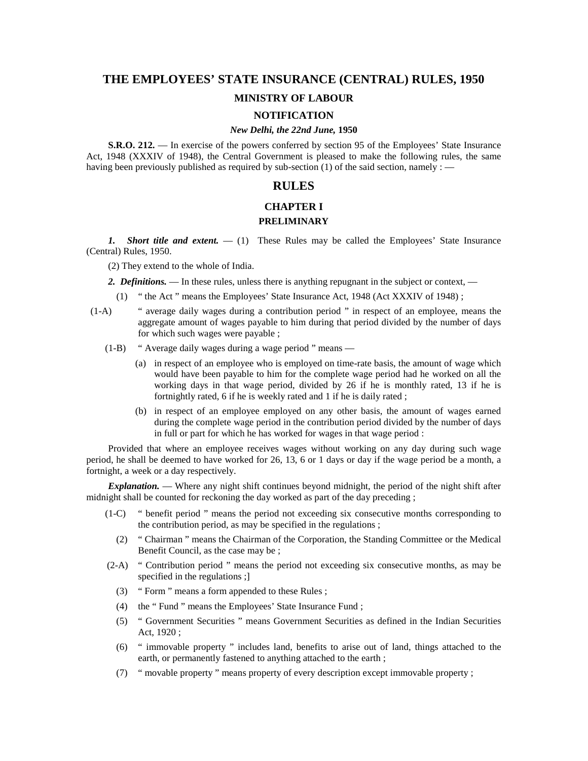# THE EMPLOYEES' STATE INSURANCE (CENTRAL) RULES, 1950

## MINISTRY OF LABOUR

## NOTIFICATION

***New Delhi, the 22nd June,* 1950**

**S.R.O. 212.** — In exercise of the powers conferred by section 95 of the Employees' State Insurance Act, 1948 (XXXIV of 1948), the Central Government is pleased to make the following rules, the same having been previously published as required by sub-section (1) of the said section, namely : —

## RULES

### CHAPTER I

### PRELIMINARY

***1. Short title and extent.*** — (1) These Rules may be called the Employees' State Insurance (Central) Rules, 1950.

(2) They extend to the whole of India.

***2. Definitions.*** — In these rules, unless there is anything repugnant in the subject or context, —

(1) " the Act " means the Employees' State Insurance Act, 1948 (Act XXXIV of 1948) ;

(1-A) " average daily wages during a contribution period " in respect of an employee, means the aggregate amount of wages payable to him during that period divided by the number of days for which such wages were payable ;

(1-B) " Average daily wages during a wage period " means —

(a) in respect of an employee who is employed on time-rate basis, the amount of wage which would have been payable to him for the complete wage period had he worked on all the working days in that wage period, divided by 26 if he is monthly rated, 13 if he is fortnightly rated, 6 if he is weekly rated and 1 if he is daily rated ;

(b) in respect of an employee employed on any other basis, the amount of wages earned during the complete wage period in the contribution period divided by the number of days in full or part for which he has worked for wages in that wage period :

Provided that where an employee receives wages without working on any day during such wage period, he shall be deemed to have worked for 26, 13, 6 or 1 days or day if the wage period be a month, a fortnight, a week or a day respectively.

***Explanation.*** — Where any night shift continues beyond midnight, the period of the night shift after midnight shall be counted for reckoning the day worked as part of the day preceding ;

(1-C) " benefit period " means the period not exceeding six consecutive months corresponding to the contribution period, as may be specified in the regulations ;

(2) " Chairman " means the Chairman of the Corporation, the Standing Committee or the Medical Benefit Council, as the case may be ;

(2-A) " Contribution period " means the period not exceeding six consecutive months, as may be specified in the regulations ;]

(3) " Form " means a form appended to these Rules ;

(4) the " Fund " means the Employees' State Insurance Fund ;

(5) " Government Securities " means Government Securities as defined in the Indian Securities Act, 1920 ;

(6) " immovable property " includes land, benefits to arise out of land, things attached to the earth, or permanently fastened to anything attached to the earth ;

(7) " movable property " means property of every description except immovable property ;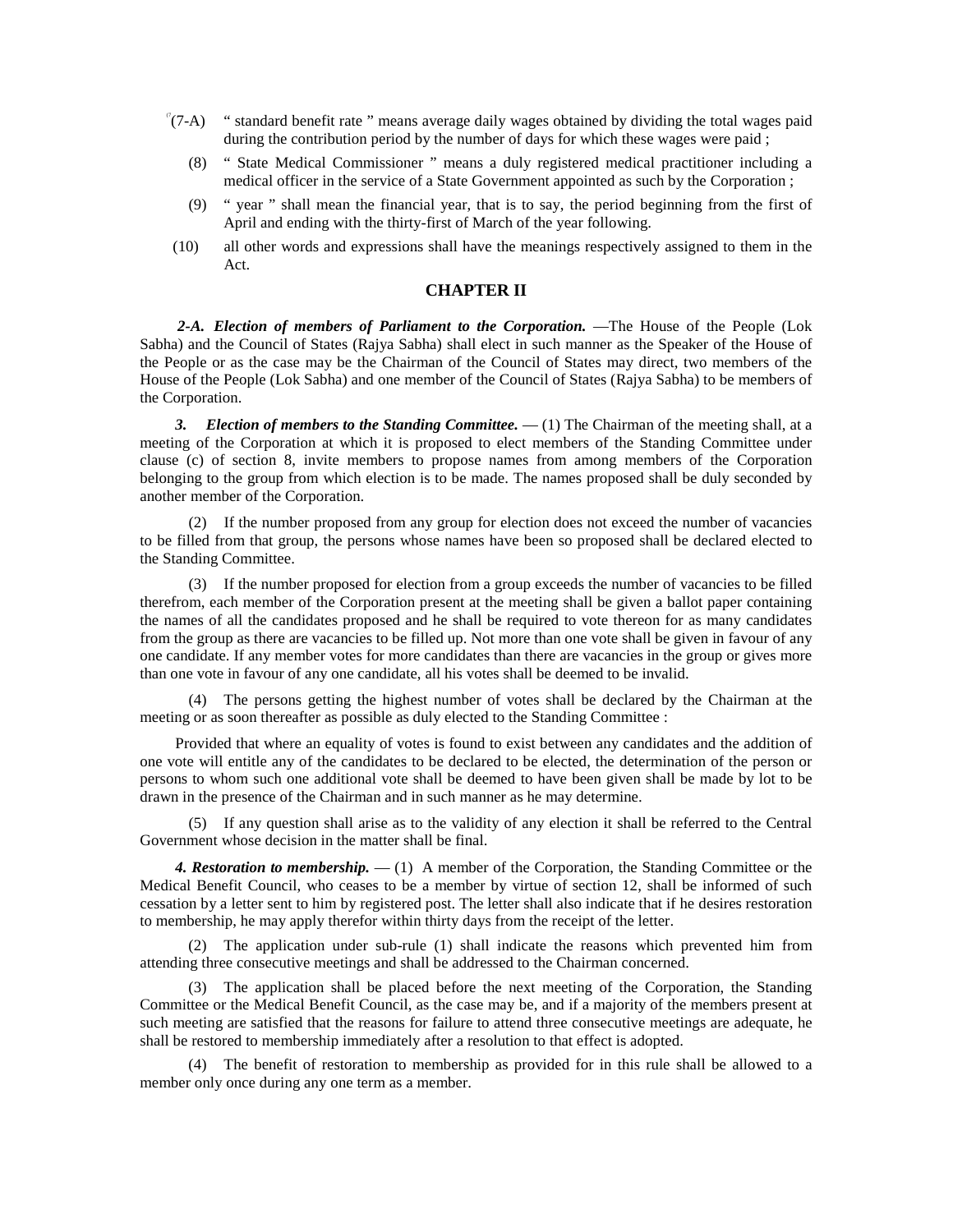[7](7-A) " standard benefit rate " means average daily wages obtained by dividing the total wages paid during the contribution period by the number of days for which these wages were paid ;

(8) " State Medical Commissioner " means a duly registered medical practitioner including a medical officer in the service of a State Government appointed as such by the Corporation ;

(9) " year " shall mean the financial year, that is to say, the period beginning from the first of April and ending with the thirty-first of March of the year following.

(10) all other words and expressions shall have the meanings respectively assigned to them in the Act.

## CHAPTER II

***2-A. Election of members of Parliament to the Corporation.*** —The House of the People (Lok Sabha) and the Council of States (Rajya Sabha) shall elect in such manner as the Speaker of the House of the People or as the case may be the Chairman of the Council of States may direct, two members of the House of the People (Lok Sabha) and one member of the Council of States (Rajya Sabha) to be members of the Corporation.

***3. Election of members to the Standing Committee.*** — (1) The Chairman of the meeting shall, at a meeting of the Corporation at which it is proposed to elect members of the Standing Committee under clause (c) of section 8, invite members to propose names from among members of the Corporation belonging to the group from which election is to be made. The names proposed shall be duly seconded by another member of the Corporation.

(2) If the number proposed from any group for election does not exceed the number of vacancies to be filled from that group, the persons whose names have been so proposed shall be declared elected to the Standing Committee.

(3) If the number proposed for election from a group exceeds the number of vacancies to be filled therefrom, each member of the Corporation present at the meeting shall be given a ballot paper containing the names of all the candidates proposed and he shall be required to vote thereon for as many candidates from the group as there are vacancies to be filled up. Not more than one vote shall be given in favour of any one candidate. If any member votes for more candidates than there are vacancies in the group or gives more than one vote in favour of any one candidate, all his votes shall be deemed to be invalid.

(4) The persons getting the highest number of votes shall be declared by the Chairman at the meeting or as soon thereafter as possible as duly elected to the Standing Committee :

Provided that where an equality of votes is found to exist between any candidates and the addition of one vote will entitle any of the candidates to be declared to be elected, the determination of the person or persons to whom such one additional vote shall be deemed to have been given shall be made by lot to be drawn in the presence of the Chairman and in such manner as he may determine.

(5) If any question shall arise as to the validity of any election it shall be referred to the Central Government whose decision in the matter shall be final.

***4. Restoration to membership.*** — (1) A member of the Corporation, the Standing Committee or the Medical Benefit Council, who ceases to be a member by virtue of section 12, shall be informed of such cessation by a letter sent to him by registered post. The letter shall also indicate that if he desires restoration to membership, he may apply therefor within thirty days from the receipt of the letter.

(2) The application under sub-rule (1) shall indicate the reasons which prevented him from attending three consecutive meetings and shall be addressed to the Chairman concerned.

(3) The application shall be placed before the next meeting of the Corporation, the Standing Committee or the Medical Benefit Council, as the case may be, and if a majority of the members present at such meeting are satisfied that the reasons for failure to attend three consecutive meetings are adequate, he shall be restored to membership immediately after a resolution to that effect is adopted.

(4) The benefit of restoration to membership as provided for in this rule shall be allowed to a member only once during any one term as a member.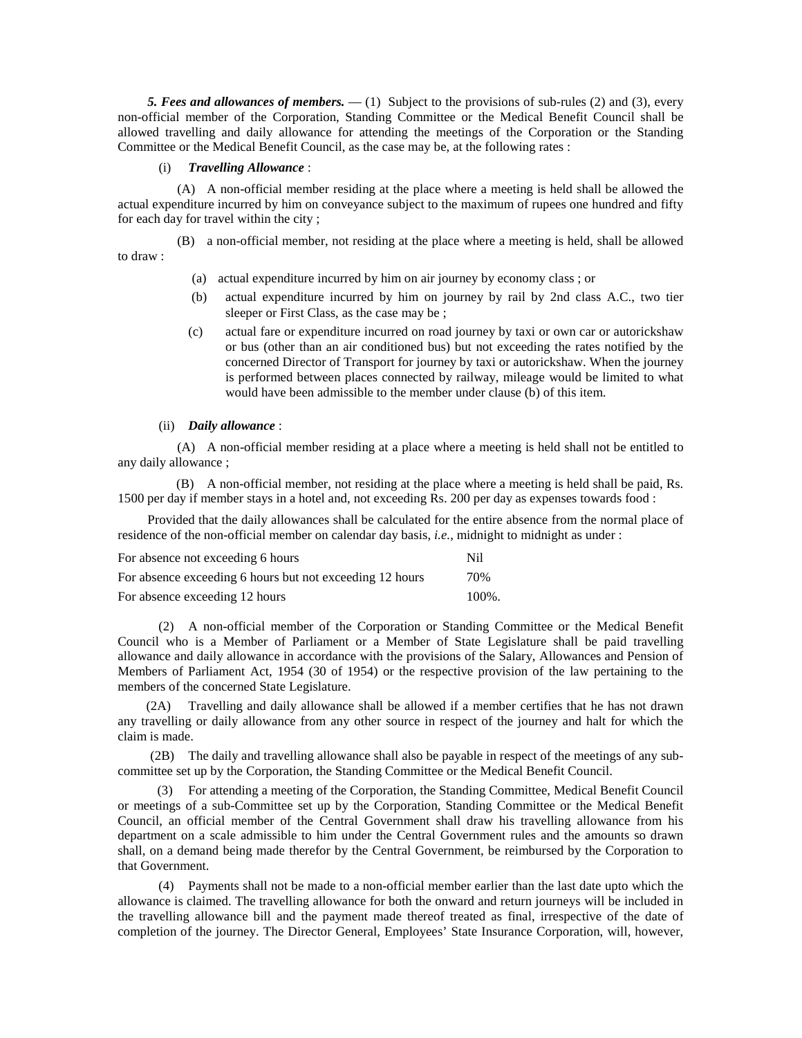***5. Fees and allowances of members.*** — (1) Subject to the provisions of sub-rules (2) and (3), every non-official member of the Corporation, Standing Committee or the Medical Benefit Council shall be allowed travelling and daily allowance for attending the meetings of the Corporation or the Standing Committee or the Medical Benefit Council, as the case may be, at the following rates :

(i) ***Travelling Allowance*** :

(A) A non-official member residing at the place where a meeting is held shall be allowed the actual expenditure incurred by him on conveyance subject to the maximum of rupees one hundred and fifty for each day for travel within the city ;

(B) a non-official member, not residing at the place where a meeting is held, shall be allowed to draw :

(a) actual expenditure incurred by him on air journey by economy class ; or

(b) actual expenditure incurred by him on journey by rail by 2nd class A.C., two tier sleeper or First Class, as the case may be ;

(c) actual fare or expenditure incurred on road journey by taxi or own car or autorickshaw or bus (other than an air conditioned bus) but not exceeding the rates notified by the concerned Director of Transport for journey by taxi or autorickshaw. When the journey is performed between places connected by railway, mileage would be limited to what would have been admissible to the member under clause (b) of this item.

(ii) ***Daily allowance*** :

(A) A non-official member residing at a place where a meeting is held shall not be entitled to any daily allowance ;

(B) A non-official member, not residing at the place where a meeting is held shall be paid, Rs. 1500 per day if member stays in a hotel and, not exceeding Rs. 200 per day as expenses towards food :

Provided that the daily allowances shall be calculated for the entire absence from the normal place of residence of the non-official member on calendar day basis, *i.e.*, midnight to midnight as under :

| | |
|---|---|
| For absence not exceeding 6 hours | Nil |
| For absence exceeding 6 hours but not exceeding 12 hours | 70% |
| For absence exceeding 12 hours | 100%. |

(2) A non-official member of the Corporation or Standing Committee or the Medical Benefit Council who is a Member of Parliament or a Member of State Legislature shall be paid travelling allowance and daily allowance in accordance with the provisions of the Salary, Allowances and Pension of Members of Parliament Act, 1954 (30 of 1954) or the respective provision of the law pertaining to the members of the concerned State Legislature.

(2A) Travelling and daily allowance shall be allowed if a member certifies that he has not drawn any travelling or daily allowance from any other source in respect of the journey and halt for which the claim is made.

(2B) The daily and travelling allowance shall also be payable in respect of the meetings of any sub-committee set up by the Corporation, the Standing Committee or the Medical Benefit Council.

(3) For attending a meeting of the Corporation, the Standing Committee, Medical Benefit Council or meetings of a sub-Committee set up by the Corporation, Standing Committee or the Medical Benefit Council, an official member of the Central Government shall draw his travelling allowance from his department on a scale admissible to him under the Central Government rules and the amounts so drawn shall, on a demand being made therefor by the Central Government, be reimbursed by the Corporation to that Government.

(4) Payments shall not be made to a non-official member earlier than the last date upto which the allowance is claimed. The travelling allowance for both the onward and return journeys will be included in the travelling allowance bill and the payment made thereof treated as final, irrespective of the date of completion of the journey. The Director General, Employees' State Insurance Corporation, will, however,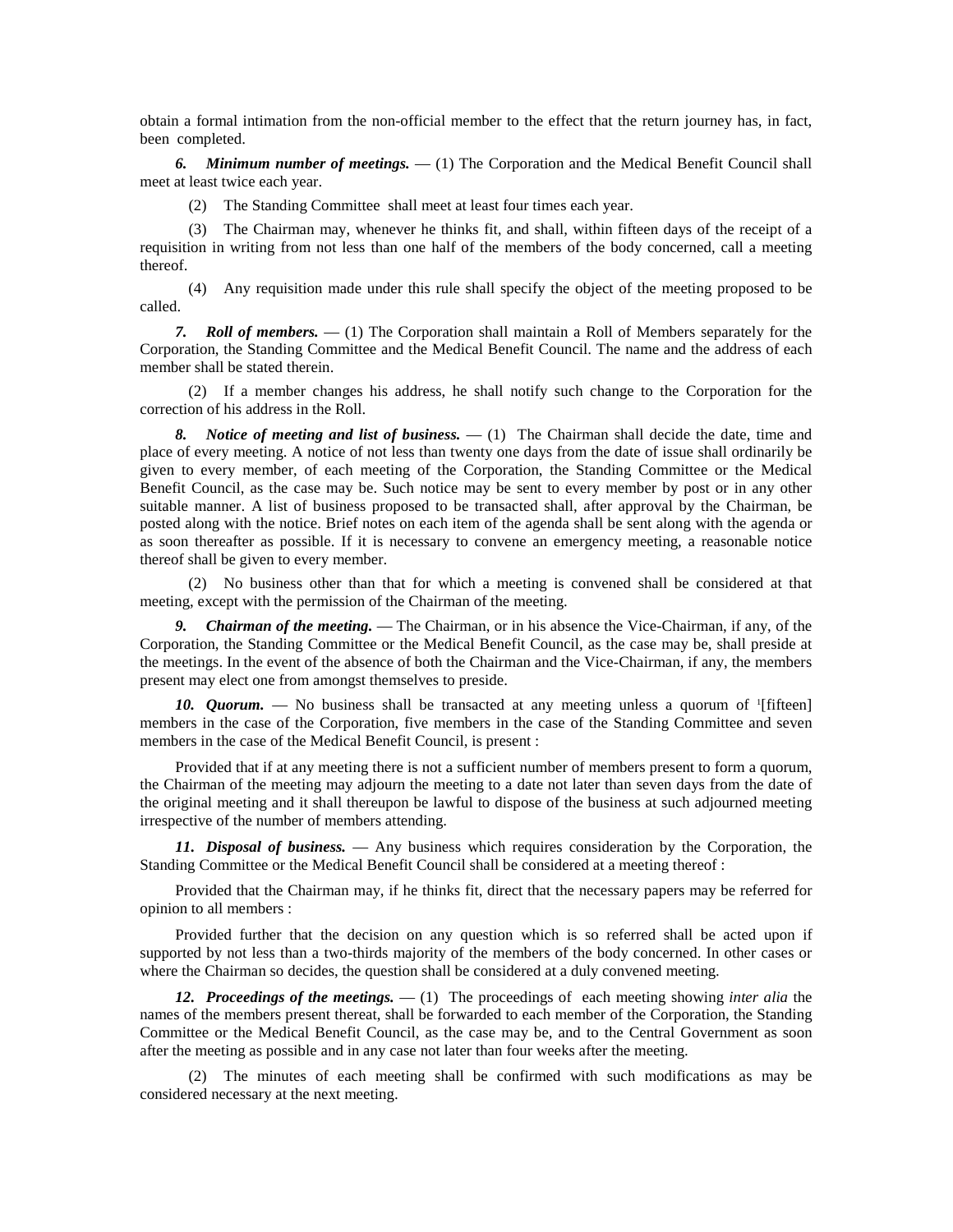obtain a formal intimation from the non-official member to the effect that the return journey has, in fact, been completed.

***6. Minimum number of meetings.*** — (1) The Corporation and the Medical Benefit Council shall meet at least twice each year.

(2) The Standing Committee shall meet at least four times each year.

(3) The Chairman may, whenever he thinks fit, and shall, within fifteen days of the receipt of a requisition in writing from not less than one half of the members of the body concerned, call a meeting thereof.

(4) Any requisition made under this rule shall specify the object of the meeting proposed to be called.

***7. Roll of members.*** — (1) The Corporation shall maintain a Roll of Members separately for the Corporation, the Standing Committee and the Medical Benefit Council. The name and the address of each member shall be stated therein.

(2) If a member changes his address, he shall notify such change to the Corporation for the correction of his address in the Roll.

***8. Notice of meeting and list of business.*** — (1) The Chairman shall decide the date, time and place of every meeting. A notice of not less than twenty one days from the date of issue shall ordinarily be given to every member, of each meeting of the Corporation, the Standing Committee or the Medical Benefit Council, as the case may be. Such notice may be sent to every member by post or in any other suitable manner. A list of business proposed to be transacted shall, after approval by the Chairman, be posted along with the notice. Brief notes on each item of the agenda shall be sent along with the agenda or as soon thereafter as possible. If it is necessary to convene an emergency meeting, a reasonable notice thereof shall be given to every member.

(2) No business other than that for which a meeting is convened shall be considered at that meeting, except with the permission of the Chairman of the meeting.

***9. Chairman of the meeting.*** — The Chairman, or in his absence the Vice-Chairman, if any, of the Corporation, the Standing Committee or the Medical Benefit Council, as the case may be, shall preside at the meetings. In the event of the absence of both the Chairman and the Vice-Chairman, if any, the members present may elect one from amongst themselves to preside.

***10. Quorum.*** — No business shall be transacted at any meeting unless a quorum of [1][fifteen] members in the case of the Corporation, five members in the case of the Standing Committee and seven members in the case of the Medical Benefit Council, is present :

Provided that if at any meeting there is not a sufficient number of members present to form a quorum, the Chairman of the meeting may adjourn the meeting to a date not later than seven days from the date of the original meeting and it shall thereupon be lawful to dispose of the business at such adjourned meeting irrespective of the number of members attending.

***11. Disposal of business.*** — Any business which requires consideration by the Corporation, the Standing Committee or the Medical Benefit Council shall be considered at a meeting thereof :

Provided that the Chairman may, if he thinks fit, direct that the necessary papers may be referred for opinion to all members :

Provided further that the decision on any question which is so referred shall be acted upon if supported by not less than a two-thirds majority of the members of the body concerned. In other cases or where the Chairman so decides, the question shall be considered at a duly convened meeting.

***12. Proceedings of the meetings.*** — (1) The proceedings of each meeting showing *inter alia* the names of the members present thereat, shall be forwarded to each member of the Corporation, the Standing Committee or the Medical Benefit Council, as the case may be, and to the Central Government as soon after the meeting as possible and in any case not later than four weeks after the meeting.

(2) The minutes of each meeting shall be confirmed with such modifications as may be considered necessary at the next meeting.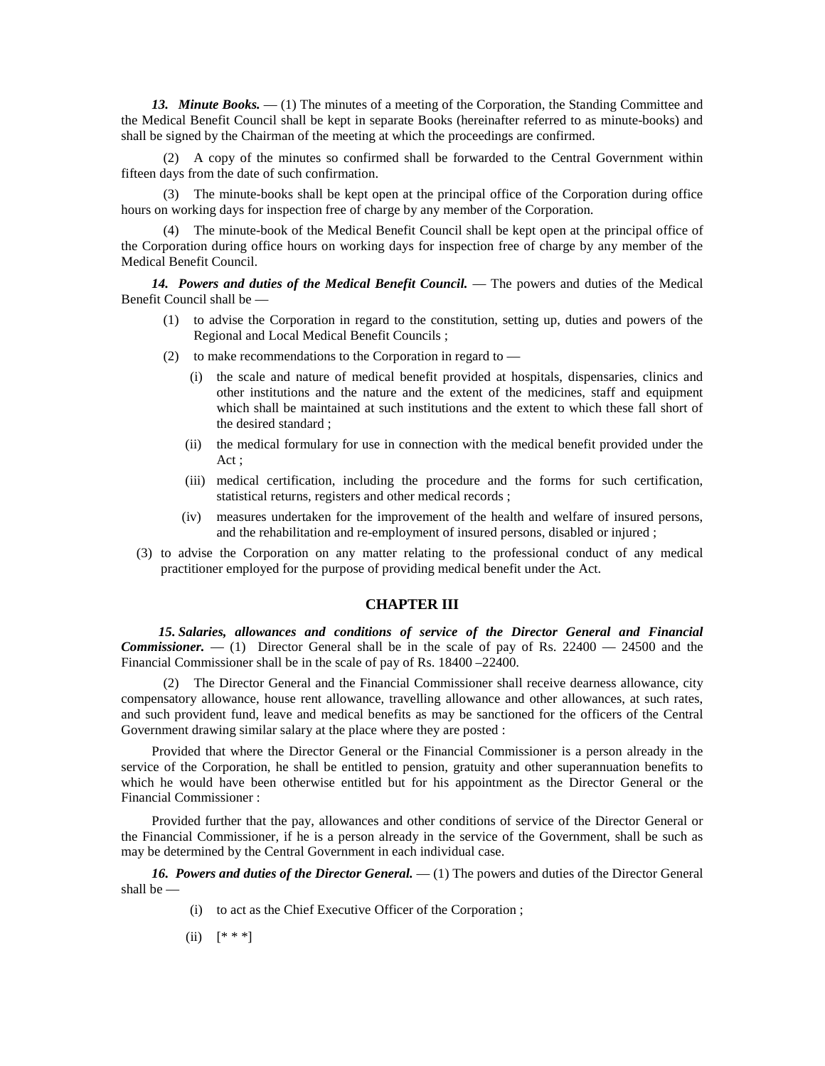***13. Minute Books.*** — (1) The minutes of a meeting of the Corporation, the Standing Committee and the Medical Benefit Council shall be kept in separate Books (hereinafter referred to as minute-books) and shall be signed by the Chairman of the meeting at which the proceedings are confirmed.

(2) A copy of the minutes so confirmed shall be forwarded to the Central Government within fifteen days from the date of such confirmation.

(3) The minute-books shall be kept open at the principal office of the Corporation during office hours on working days for inspection free of charge by any member of the Corporation.

(4) The minute-book of the Medical Benefit Council shall be kept open at the principal office of the Corporation during office hours on working days for inspection free of charge by any member of the Medical Benefit Council.

***14. Powers and duties of the Medical Benefit Council.*** — The powers and duties of the Medical Benefit Council shall be —

(1) to advise the Corporation in regard to the constitution, setting up, duties and powers of the Regional and Local Medical Benefit Councils ;

(2) to make recommendations to the Corporation in regard to —

(i) the scale and nature of medical benefit provided at hospitals, dispensaries, clinics and other institutions and the nature and the extent of the medicines, staff and equipment which shall be maintained at such institutions and the extent to which these fall short of the desired standard ;

(ii) the medical formulary for use in connection with the medical benefit provided under the Act ;

(iii) medical certification, including the procedure and the forms for such certification, statistical returns, registers and other medical records ;

(iv) measures undertaken for the improvement of the health and welfare of insured persons, and the rehabilitation and re-employment of insured persons, disabled or injured ;

(3) to advise the Corporation on any matter relating to the professional conduct of any medical practitioner employed for the purpose of providing medical benefit under the Act.

## CHAPTER III

***15. Salaries, allowances and conditions of service of the Director General and Financial Commissioner.*** — (1) Director General shall be in the scale of pay of Rs. 22400 — 24500 and the Financial Commissioner shall be in the scale of pay of Rs. 18400 –22400.

(2) The Director General and the Financial Commissioner shall receive dearness allowance, city compensatory allowance, house rent allowance, travelling allowance and other allowances, at such rates, and such provident fund, leave and medical benefits as may be sanctioned for the officers of the Central Government drawing similar salary at the place where they are posted :

Provided that where the Director General or the Financial Commissioner is a person already in the service of the Corporation, he shall be entitled to pension, gratuity and other superannuation benefits to which he would have been otherwise entitled but for his appointment as the Director General or the Financial Commissioner :

Provided further that the pay, allowances and other conditions of service of the Director General or the Financial Commissioner, if he is a person already in the service of the Government, shall be such as may be determined by the Central Government in each individual case.

***16. Powers and duties of the Director General.*** — (1) The powers and duties of the Director General shall be —

(i) to act as the Chief Executive Officer of the Corporation ;

(ii) [* * *]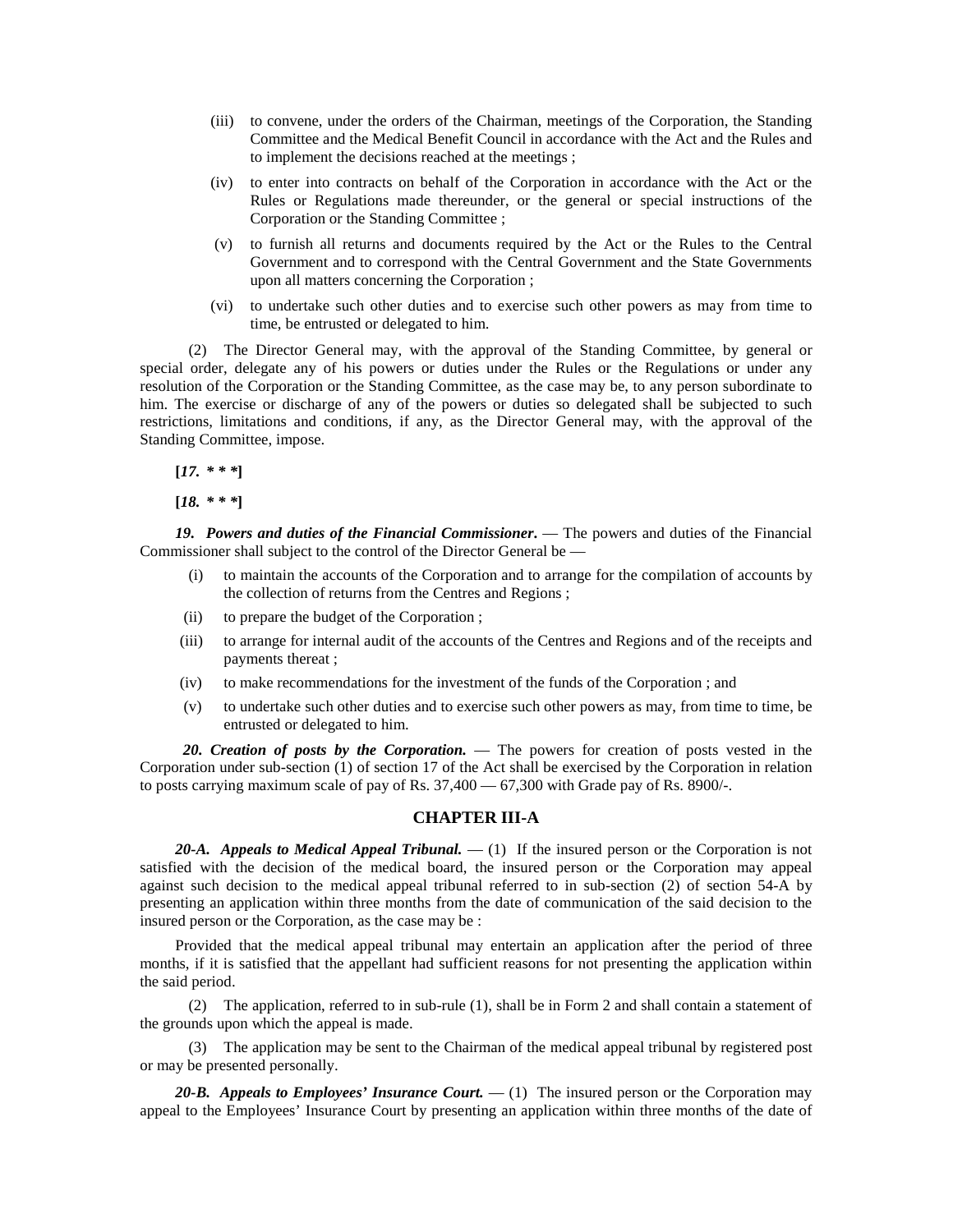(iii) to convene, under the orders of the Chairman, meetings of the Corporation, the Standing Committee and the Medical Benefit Council in accordance with the Act and the Rules and to implement the decisions reached at the meetings ;

(iv) to enter into contracts on behalf of the Corporation in accordance with the Act or the Rules or Regulations made thereunder, or the general or special instructions of the Corporation or the Standing Committee ;

(v) to furnish all returns and documents required by the Act or the Rules to the Central Government and to correspond with the Central Government and the State Governments upon all matters concerning the Corporation ;

(vi) to undertake such other duties and to exercise such other powers as may from time to time, be entrusted or delegated to him.

(2) The Director General may, with the approval of the Standing Committee, by general or special order, delegate any of his powers or duties under the Rules or the Regulations or under any resolution of the Corporation or the Standing Committee, as the case may be, to any person subordinate to him. The exercise or discharge of any of the powers or duties so delegated shall be subjected to such restrictions, limitations and conditions, if any, as the Director General may, with the approval of the Standing Committee, impose.

**[*17.* * * *]**

**[*18.* * * *]**

***19. Powers and duties of the Financial Commissioner***. — The powers and duties of the Financial Commissioner shall subject to the control of the Director General be —

(i) to maintain the accounts of the Corporation and to arrange for the compilation of accounts by the collection of returns from the Centres and Regions ;

(ii) to prepare the budget of the Corporation ;

(iii) to arrange for internal audit of the accounts of the Centres and Regions and of the receipts and payments thereat ;

(iv) to make recommendations for the investment of the funds of the Corporation ; and

(v) to undertake such other duties and to exercise such other powers as may, from time to time, be entrusted or delegated to him.

***20. Creation of posts by the Corporation.*** — The powers for creation of posts vested in the Corporation under sub-section (1) of section 17 of the Act shall be exercised by the Corporation in relation to posts carrying maximum scale of pay of Rs. 37,400 — 67,300 with Grade pay of Rs. 8900/-.

## CHAPTER III-A

***20-A. Appeals to Medical Appeal Tribunal.*** — (1) If the insured person or the Corporation is not satisfied with the decision of the medical board, the insured person or the Corporation may appeal against such decision to the medical appeal tribunal referred to in sub-section (2) of section 54-A by presenting an application within three months from the date of communication of the said decision to the insured person or the Corporation, as the case may be :

Provided that the medical appeal tribunal may entertain an application after the period of three months, if it is satisfied that the appellant had sufficient reasons for not presenting the application within the said period.

(2) The application, referred to in sub-rule (1), shall be in Form 2 and shall contain a statement of the grounds upon which the appeal is made.

(3) The application may be sent to the Chairman of the medical appeal tribunal by registered post or may be presented personally.

***20-B. Appeals to Employees' Insurance Court.*** — (1) The insured person or the Corporation may appeal to the Employees' Insurance Court by presenting an application within three months of the date of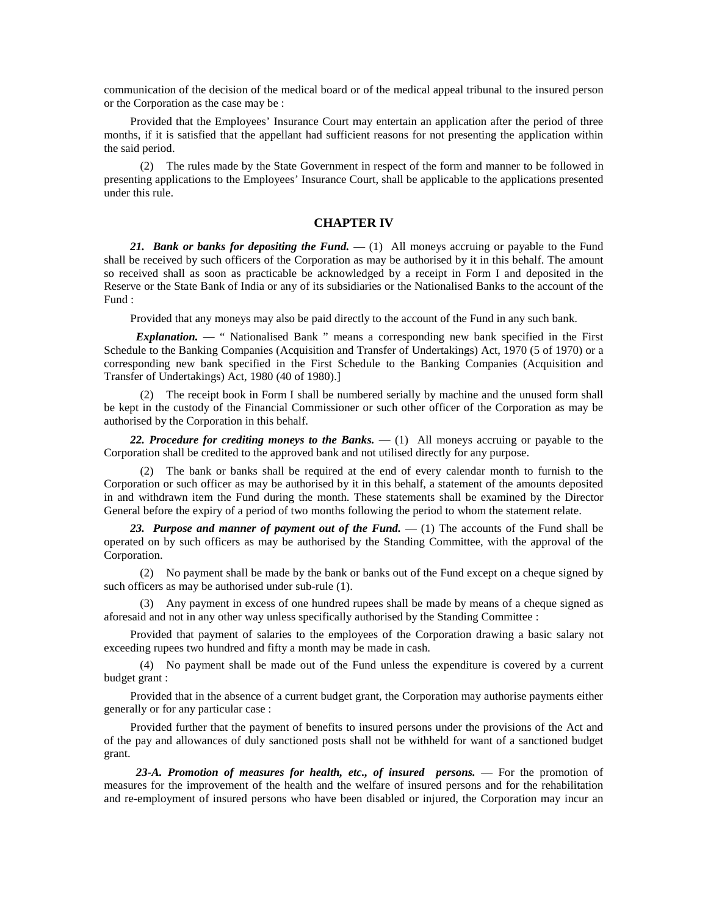communication of the decision of the medical board or of the medical appeal tribunal to the insured person or the Corporation as the case may be :

Provided that the Employees' Insurance Court may entertain an application after the period of three months, if it is satisfied that the appellant had sufficient reasons for not presenting the application within the said period.

(2) The rules made by the State Government in respect of the form and manner to be followed in presenting applications to the Employees' Insurance Court, shall be applicable to the applications presented under this rule.

## CHAPTER IV

***21. Bank or banks for depositing the Fund.*** — (1) All moneys accruing or payable to the Fund shall be received by such officers of the Corporation as may be authorised by it in this behalf. The amount so received shall as soon as practicable be acknowledged by a receipt in Form I and deposited in the Reserve or the State Bank of India or any of its subsidiaries or the Nationalised Banks to the account of the Fund :

Provided that any moneys may also be paid directly to the account of the Fund in any such bank.

***Explanation.*** — " Nationalised Bank " means a corresponding new bank specified in the First Schedule to the Banking Companies (Acquisition and Transfer of Undertakings) Act, 1970 (5 of 1970) or a corresponding new bank specified in the First Schedule to the Banking Companies (Acquisition and Transfer of Undertakings) Act, 1980 (40 of 1980).]

(2) The receipt book in Form I shall be numbered serially by machine and the unused form shall be kept in the custody of the Financial Commissioner or such other officer of the Corporation as may be authorised by the Corporation in this behalf.

***22. Procedure for crediting moneys to the Banks.*** — (1) All moneys accruing or payable to the Corporation shall be credited to the approved bank and not utilised directly for any purpose.

(2) The bank or banks shall be required at the end of every calendar month to furnish to the Corporation or such officer as may be authorised by it in this behalf, a statement of the amounts deposited in and withdrawn item the Fund during the month. These statements shall be examined by the Director General before the expiry of a period of two months following the period to whom the statement relate.

***23. Purpose and manner of payment out of the Fund.*** — (1) The accounts of the Fund shall be operated on by such officers as may be authorised by the Standing Committee, with the approval of the Corporation.

(2) No payment shall be made by the bank or banks out of the Fund except on a cheque signed by such officers as may be authorised under sub-rule (1).

(3) Any payment in excess of one hundred rupees shall be made by means of a cheque signed as aforesaid and not in any other way unless specifically authorised by the Standing Committee :

Provided that payment of salaries to the employees of the Corporation drawing a basic salary not exceeding rupees two hundred and fifty a month may be made in cash.

(4) No payment shall be made out of the Fund unless the expenditure is covered by a current budget grant :

Provided that in the absence of a current budget grant, the Corporation may authorise payments either generally or for any particular case :

Provided further that the payment of benefits to insured persons under the provisions of the Act and of the pay and allowances of duly sanctioned posts shall not be withheld for want of a sanctioned budget grant.

***23-A. Promotion of measures for health, etc., of insured persons.*** — For the promotion of measures for the improvement of the health and the welfare of insured persons and for the rehabilitation and re-employment of insured persons who have been disabled or injured, the Corporation may incur an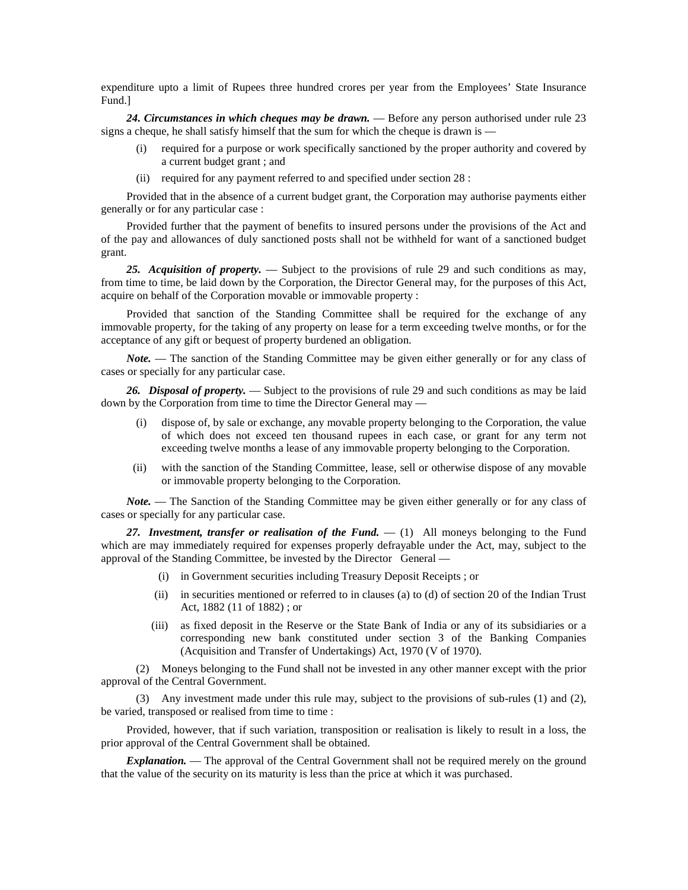expenditure upto a limit of Rupees three hundred crores per year from the Employees' State Insurance Fund.]

***24. Circumstances in which cheques may be drawn.*** — Before any person authorised under rule 23 signs a cheque, he shall satisfy himself that the sum for which the cheque is drawn is —

(i) required for a purpose or work specifically sanctioned by the proper authority and covered by a current budget grant ; and

(ii) required for any payment referred to and specified under section 28 :

Provided that in the absence of a current budget grant, the Corporation may authorise payments either generally or for any particular case :

Provided further that the payment of benefits to insured persons under the provisions of the Act and of the pay and allowances of duly sanctioned posts shall not be withheld for want of a sanctioned budget grant.

***25. Acquisition of property.*** — Subject to the provisions of rule 29 and such conditions as may, from time to time, be laid down by the Corporation, the Director General may, for the purposes of this Act, acquire on behalf of the Corporation movable or immovable property :

Provided that sanction of the Standing Committee shall be required for the exchange of any immovable property, for the taking of any property on lease for a term exceeding twelve months, or for the acceptance of any gift or bequest of property burdened an obligation.

***Note.*** — The sanction of the Standing Committee may be given either generally or for any class of cases or specially for any particular case.

***26. Disposal of property.*** — Subject to the provisions of rule 29 and such conditions as may be laid down by the Corporation from time to time the Director General may —

(i) dispose of, by sale or exchange, any movable property belonging to the Corporation, the value of which does not exceed ten thousand rupees in each case, or grant for any term not exceeding twelve months a lease of any immovable property belonging to the Corporation.

(ii) with the sanction of the Standing Committee, lease, sell or otherwise dispose of any movable or immovable property belonging to the Corporation.

***Note.*** — The Sanction of the Standing Committee may be given either generally or for any class of cases or specially for any particular case.

***27. Investment, transfer or realisation of the Fund.*** — (1) All moneys belonging to the Fund which are may immediately required for expenses properly defrayable under the Act, may, subject to the approval of the Standing Committee, be invested by the Director General —

(i) in Government securities including Treasury Deposit Receipts ; or

(ii) in securities mentioned or referred to in clauses (a) to (d) of section 20 of the Indian Trust Act, 1882 (11 of 1882) ; or

(iii) as fixed deposit in the Reserve or the State Bank of India or any of its subsidiaries or a corresponding new bank constituted under section 3 of the Banking Companies (Acquisition and Transfer of Undertakings) Act, 1970 (V of 1970).

(2) Moneys belonging to the Fund shall not be invested in any other manner except with the prior approval of the Central Government.

(3) Any investment made under this rule may, subject to the provisions of sub-rules (1) and (2), be varied, transposed or realised from time to time :

Provided, however, that if such variation, transposition or realisation is likely to result in a loss, the prior approval of the Central Government shall be obtained.

***Explanation.*** — The approval of the Central Government shall not be required merely on the ground that the value of the security on its maturity is less than the price at which it was purchased.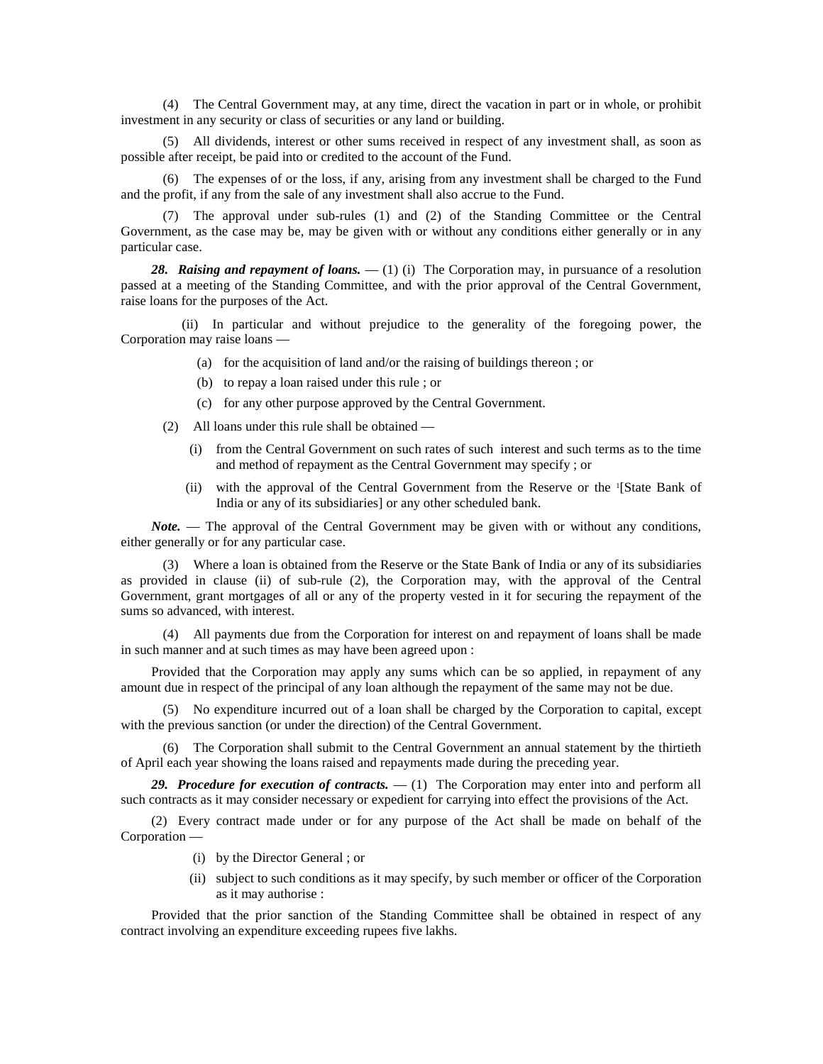(4) The Central Government may, at any time, direct the vacation in part or in whole, or prohibit investment in any security or class of securities or any land or building.

(5) All dividends, interest or other sums received in respect of any investment shall, as soon as possible after receipt, be paid into or credited to the account of the Fund.

(6) The expenses of or the loss, if any, arising from any investment shall be charged to the Fund and the profit, if any from the sale of any investment shall also accrue to the Fund.

(7) The approval under sub-rules (1) and (2) of the Standing Committee or the Central Government, as the case may be, may be given with or without any conditions either generally or in any particular case.

***28. Raising and repayment of loans.*** — (1) (i) The Corporation may, in pursuance of a resolution passed at a meeting of the Standing Committee, and with the prior approval of the Central Government, raise loans for the purposes of the Act.

(ii) In particular and without prejudice to the generality of the foregoing power, the Corporation may raise loans —

(a) for the acquisition of land and/or the raising of buildings thereon ; or

(b) to repay a loan raised under this rule ; or

(c) for any other purpose approved by the Central Government.

(2) All loans under this rule shall be obtained —

(i) from the Central Government on such rates of such interest and such terms as to the time and method of repayment as the Central Government may specify ; or

(ii) with the approval of the Central Government from the Reserve or the [1][State Bank of India or any of its subsidiaries] or any other scheduled bank.

***Note.*** — The approval of the Central Government may be given with or without any conditions, either generally or for any particular case.

(3) Where a loan is obtained from the Reserve or the State Bank of India or any of its subsidiaries as provided in clause (ii) of sub-rule (2), the Corporation may, with the approval of the Central Government, grant mortgages of all or any of the property vested in it for securing the repayment of the sums so advanced, with interest.

(4) All payments due from the Corporation for interest on and repayment of loans shall be made in such manner and at such times as may have been agreed upon :

Provided that the Corporation may apply any sums which can be so applied, in repayment of any amount due in respect of the principal of any loan although the repayment of the same may not be due.

(5) No expenditure incurred out of a loan shall be charged by the Corporation to capital, except with the previous sanction (or under the direction) of the Central Government.

(6) The Corporation shall submit to the Central Government an annual statement by the thirtieth of April each year showing the loans raised and repayments made during the preceding year.

***29. Procedure for execution of contracts.*** — (1) The Corporation may enter into and perform all such contracts as it may consider necessary or expedient for carrying into effect the provisions of the Act.

(2) Every contract made under or for any purpose of the Act shall be made on behalf of the Corporation —

(i) by the Director General ; or

(ii) subject to such conditions as it may specify, by such member or officer of the Corporation as it may authorise :

Provided that the prior sanction of the Standing Committee shall be obtained in respect of any contract involving an expenditure exceeding rupees five lakhs.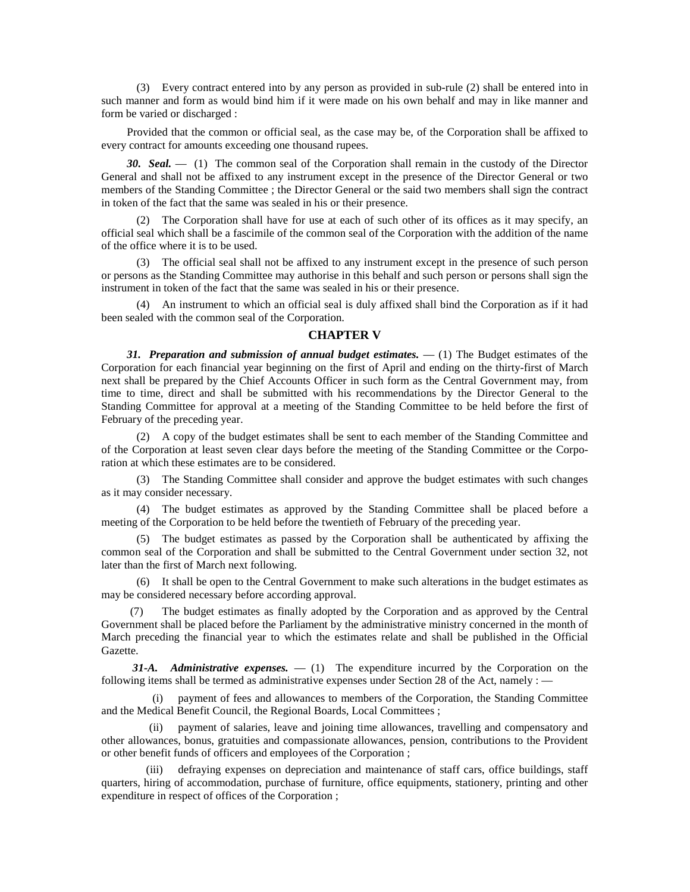(3) Every contract entered into by any person as provided in sub-rule (2) shall be entered into in such manner and form as would bind him if it were made on his own behalf and may in like manner and form be varied or discharged :

Provided that the common or official seal, as the case may be, of the Corporation shall be affixed to every contract for amounts exceeding one thousand rupees.

***30. Seal.*** — (1) The common seal of the Corporation shall remain in the custody of the Director General and shall not be affixed to any instrument except in the presence of the Director General or two members of the Standing Committee ; the Director General or the said two members shall sign the contract in token of the fact that the same was sealed in his or their presence.

(2) The Corporation shall have for use at each of such other of its offices as it may specify, an official seal which shall be a fascimile of the common seal of the Corporation with the addition of the name of the office where it is to be used.

(3) The official seal shall not be affixed to any instrument except in the presence of such person or persons as the Standing Committee may authorise in this behalf and such person or persons shall sign the instrument in token of the fact that the same was sealed in his or their presence.

(4) An instrument to which an official seal is duly affixed shall bind the Corporation as if it had been sealed with the common seal of the Corporation.

## CHAPTER V

***31. Preparation and submission of annual budget estimates.*** — (1) The Budget estimates of the Corporation for each financial year beginning on the first of April and ending on the thirty-first of March next shall be prepared by the Chief Accounts Officer in such form as the Central Government may, from time to time, direct and shall be submitted with his recommendations by the Director General to the Standing Committee for approval at a meeting of the Standing Committee to be held before the first of February of the preceding year.

(2) A copy of the budget estimates shall be sent to each member of the Standing Committee and of the Corporation at least seven clear days before the meeting of the Standing Committee or the Corporation at which these estimates are to be considered.

(3) The Standing Committee shall consider and approve the budget estimates with such changes as it may consider necessary.

(4) The budget estimates as approved by the Standing Committee shall be placed before a meeting of the Corporation to be held before the twentieth of February of the preceding year.

(5) The budget estimates as passed by the Corporation shall be authenticated by affixing the common seal of the Corporation and shall be submitted to the Central Government under section 32, not later than the first of March next following.

(6) It shall be open to the Central Government to make such alterations in the budget estimates as may be considered necessary before according approval.

(7) The budget estimates as finally adopted by the Corporation and as approved by the Central Government shall be placed before the Parliament by the administrative ministry concerned in the month of March preceding the financial year to which the estimates relate and shall be published in the Official Gazette.

***31-A. Administrative expenses.*** — (1) The expenditure incurred by the Corporation on the following items shall be termed as administrative expenses under Section 28 of the Act, namely : —

(i) payment of fees and allowances to members of the Corporation, the Standing Committee and the Medical Benefit Council, the Regional Boards, Local Committees ;

(ii) payment of salaries, leave and joining time allowances, travelling and compensatory and other allowances, bonus, gratuities and compassionate allowances, pension, contributions to the Provident or other benefit funds of officers and employees of the Corporation ;

(iii) defraying expenses on depreciation and maintenance of staff cars, office buildings, staff quarters, hiring of accommodation, purchase of furniture, office equipments, stationery, printing and other expenditure in respect of offices of the Corporation ;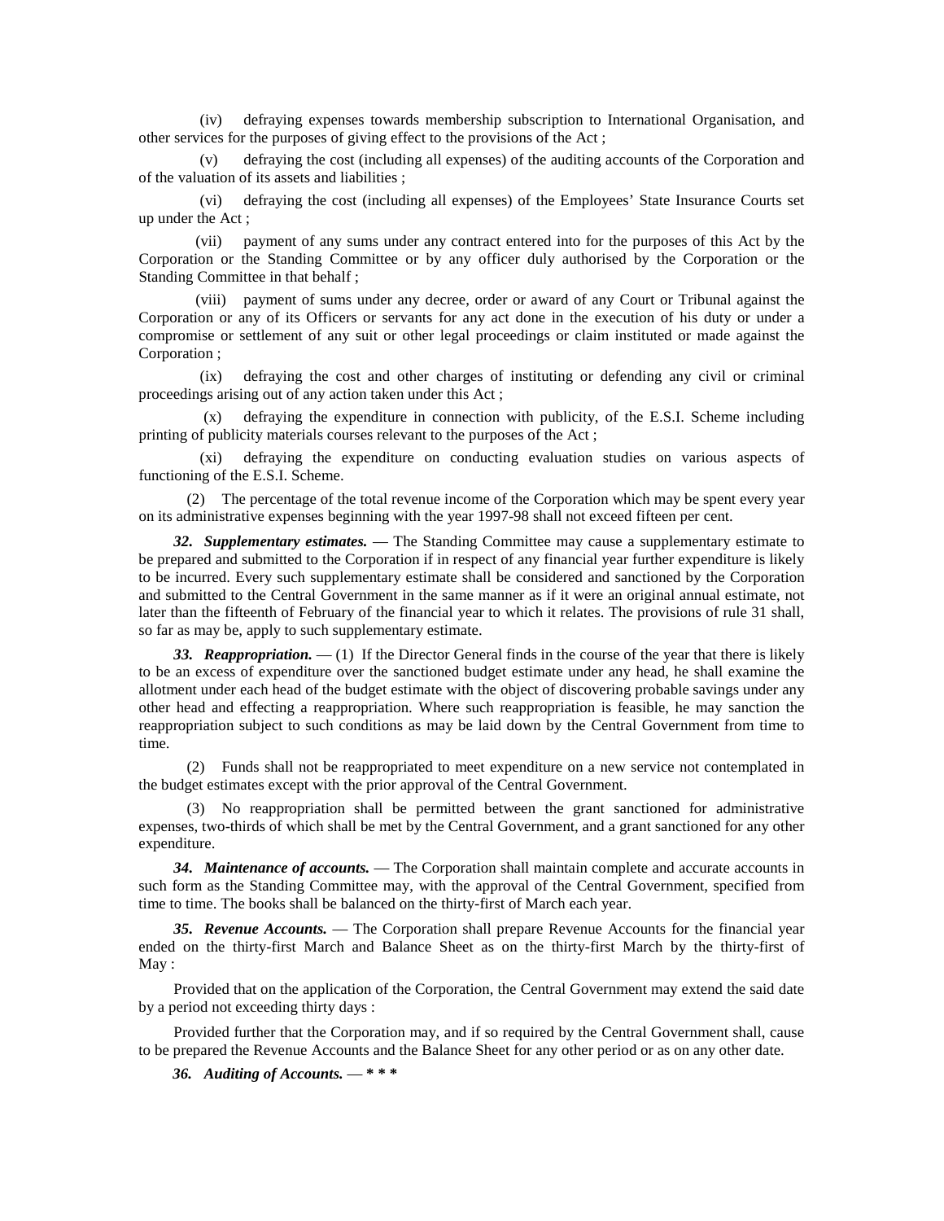(iv) defraying expenses towards membership subscription to International Organisation, and other services for the purposes of giving effect to the provisions of the Act ;

(v) defraying the cost (including all expenses) of the auditing accounts of the Corporation and of the valuation of its assets and liabilities ;

(vi) defraying the cost (including all expenses) of the Employees' State Insurance Courts set up under the Act ;

(vii) payment of any sums under any contract entered into for the purposes of this Act by the Corporation or the Standing Committee or by any officer duly authorised by the Corporation or the Standing Committee in that behalf ;

(viii) payment of sums under any decree, order or award of any Court or Tribunal against the Corporation or any of its Officers or servants for any act done in the execution of his duty or under a compromise or settlement of any suit or other legal proceedings or claim instituted or made against the Corporation ;

(ix) defraying the cost and other charges of instituting or defending any civil or criminal proceedings arising out of any action taken under this Act ;

(x) defraying the expenditure in connection with publicity, of the E.S.I. Scheme including printing of publicity materials courses relevant to the purposes of the Act ;

(xi) defraying the expenditure on conducting evaluation studies on various aspects of functioning of the E.S.I. Scheme.

(2) The percentage of the total revenue income of the Corporation which may be spent every year on its administrative expenses beginning with the year 1997-98 shall not exceed fifteen per cent.

***32. Supplementary estimates.*** — The Standing Committee may cause a supplementary estimate to be prepared and submitted to the Corporation if in respect of any financial year further expenditure is likely to be incurred. Every such supplementary estimate shall be considered and sanctioned by the Corporation and submitted to the Central Government in the same manner as if it were an original annual estimate, not later than the fifteenth of February of the financial year to which it relates. The provisions of rule 31 shall, so far as may be, apply to such supplementary estimate.

***33. Reappropriation.*** — (1) If the Director General finds in the course of the year that there is likely to be an excess of expenditure over the sanctioned budget estimate under any head, he shall examine the allotment under each head of the budget estimate with the object of discovering probable savings under any other head and effecting a reappropriation. Where such reappropriation is feasible, he may sanction the reappropriation subject to such conditions as may be laid down by the Central Government from time to time.

(2) Funds shall not be reappropriated to meet expenditure on a new service not contemplated in the budget estimates except with the prior approval of the Central Government.

(3) No reappropriation shall be permitted between the grant sanctioned for administrative expenses, two-thirds of which shall be met by the Central Government, and a grant sanctioned for any other expenditure.

***34. Maintenance of accounts.*** — The Corporation shall maintain complete and accurate accounts in such form as the Standing Committee may, with the approval of the Central Government, specified from time to time. The books shall be balanced on the thirty-first of March each year.

***35. Revenue Accounts.*** — The Corporation shall prepare Revenue Accounts for the financial year ended on the thirty-first March and Balance Sheet as on the thirty-first March by the thirty-first of May :

Provided that on the application of the Corporation, the Central Government may extend the said date by a period not exceeding thirty days :

Provided further that the Corporation may, and if so required by the Central Government shall, cause to be prepared the Revenue Accounts and the Balance Sheet for any other period or as on any other date.

***36. Auditing of Accounts. — * * ****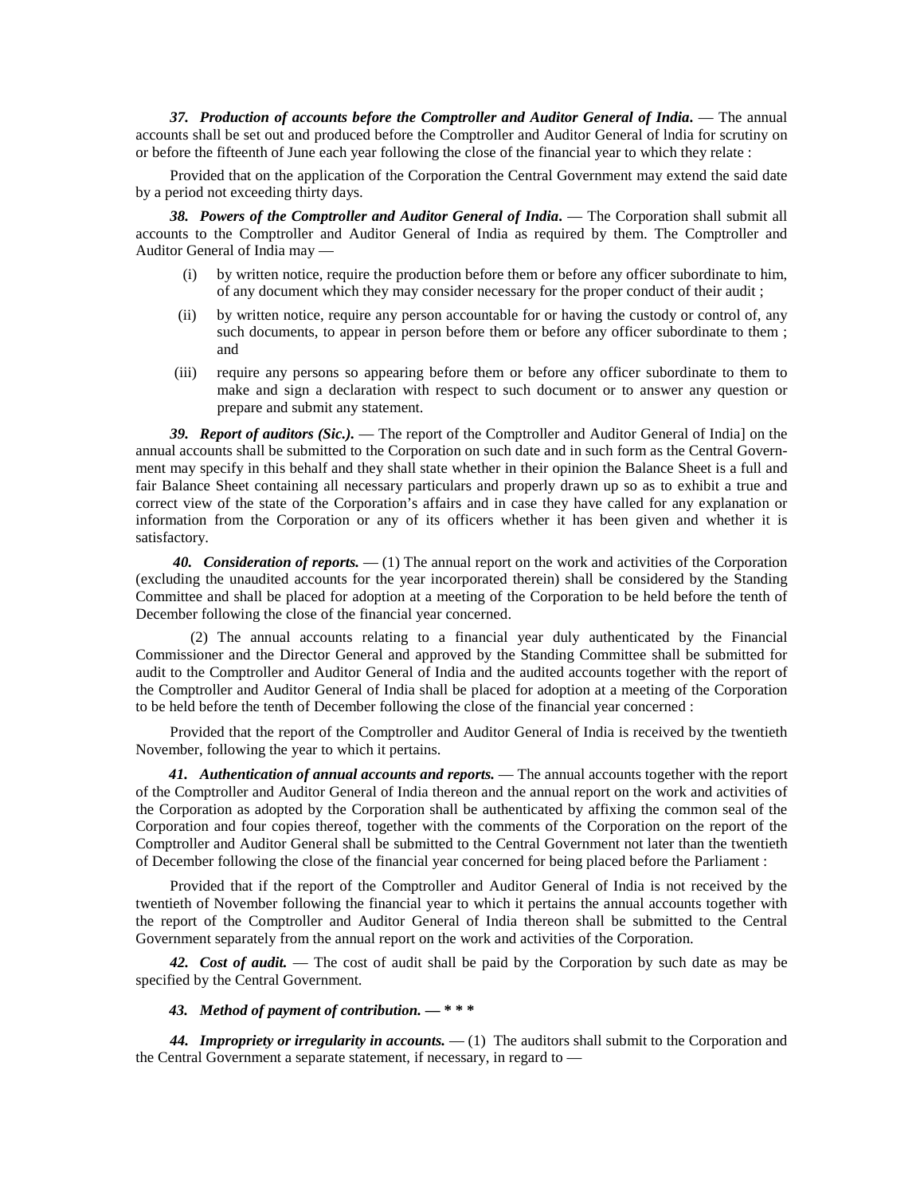***37. Production of accounts before the Comptroller and Auditor General of India.*** — The annual accounts shall be set out and produced before the Comptroller and Auditor General of lndia for scrutiny on or before the fifteenth of June each year following the close of the financial year to which they relate :

Provided that on the application of the Corporation the Central Government may extend the said date by a period not exceeding thirty days.

***38. Powers of the Comptroller and Auditor General of India.*** — The Corporation shall submit all accounts to the Comptroller and Auditor General of India as required by them. The Comptroller and Auditor General of India may —

(i) by written notice, require the production before them or before any officer subordinate to him, of any document which they may consider necessary for the proper conduct of their audit ;

(ii) by written notice, require any person accountable for or having the custody or control of, any such documents, to appear in person before them or before any officer subordinate to them ; and

(iii) require any persons so appearing before them or before any officer subordinate to them to make and sign a declaration with respect to such document or to answer any question or prepare and submit any statement.

***39. Report of auditors (Sic.).*** — The report of the Comptroller and Auditor General of India] on the annual accounts shall be submitted to the Corporation on such date and in such form as the Central Government may specify in this behalf and they shall state whether in their opinion the Balance Sheet is a full and fair Balance Sheet containing all necessary particulars and properly drawn up so as to exhibit a true and correct view of the state of the Corporation's affairs and in case they have called for any explanation or information from the Corporation or any of its officers whether it has been given and whether it is satisfactory.

***40. Consideration of reports.*** — (1) The annual report on the work and activities of the Corporation (excluding the unaudited accounts for the year incorporated therein) shall be considered by the Standing Committee and shall be placed for adoption at a meeting of the Corporation to be held before the tenth of December following the close of the financial year concerned.

(2) The annual accounts relating to a financial year duly authenticated by the Financial Commissioner and the Director General and approved by the Standing Committee shall be submitted for audit to the Comptroller and Auditor General of India and the audited accounts together with the report of the Comptroller and Auditor General of India shall be placed for adoption at a meeting of the Corporation to be held before the tenth of December following the close of the financial year concerned :

Provided that the report of the Comptroller and Auditor General of India is received by the twentieth November, following the year to which it pertains.

***41. Authentication of annual accounts and reports.*** — The annual accounts together with the report of the Comptroller and Auditor General of India thereon and the annual report on the work and activities of the Corporation as adopted by the Corporation shall be authenticated by affixing the common seal of the Corporation and four copies thereof, together with the comments of the Corporation on the report of the Comptroller and Auditor General shall be submitted to the Central Government not later than the twentieth of December following the close of the financial year concerned for being placed before the Parliament :

Provided that if the report of the Comptroller and Auditor General of India is not received by the twentieth of November following the financial year to which it pertains the annual accounts together with the report of the Comptroller and Auditor General of India thereon shall be submitted to the Central Government separately from the annual report on the work and activities of the Corporation.

***42. Cost of audit.*** — The cost of audit shall be paid by the Corporation by such date as may be specified by the Central Government.

***43. Method of payment of contribution. — \* \* \****

***44. Impropriety or irregularity in accounts.*** — (1) The auditors shall submit to the Corporation and the Central Government a separate statement, if necessary, in regard to —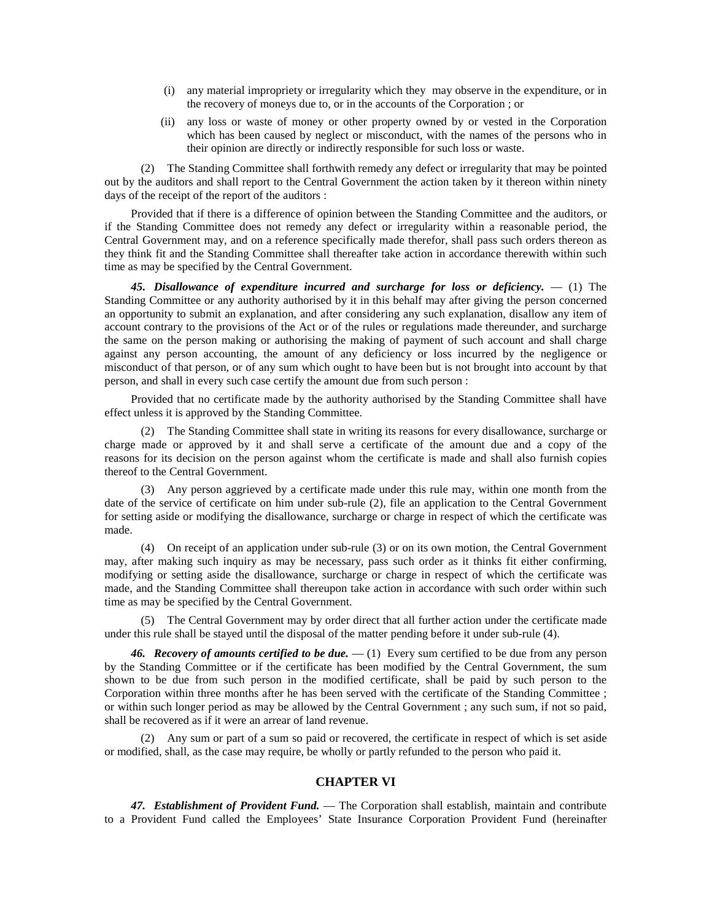(i) any material impropriety or irregularity which they may observe in the expenditure, or in the recovery of moneys due to, or in the accounts of the Corporation ; or

(ii) any loss or waste of money or other property owned by or vested in the Corporation which has been caused by neglect or misconduct, with the names of the persons who in their opinion are directly or indirectly responsible for such loss or waste.

(2) The Standing Committee shall forthwith remedy any defect or irregularity that may be pointed out by the auditors and shall report to the Central Government the action taken by it thereon within ninety days of the receipt of the report of the auditors :

Provided that if there is a difference of opinion between the Standing Committee and the auditors, or if the Standing Committee does not remedy any defect or irregularity within a reasonable period, the Central Government may, and on a reference specifically made therefor, shall pass such orders thereon as they think fit and the Standing Committee shall thereafter take action in accordance therewith within such time as may be specified by the Central Government.

***45. Disallowance of expenditure incurred and surcharge for loss or deficiency.*** — (1) The Standing Committee or any authority authorised by it in this behalf may after giving the person concerned an opportunity to submit an explanation, and after considering any such explanation, disallow any item of account contrary to the provisions of the Act or of the rules or regulations made thereunder, and surcharge the same on the person making or authorising the making of payment of such account and shall charge against any person accounting, the amount of any deficiency or loss incurred by the negligence or misconduct of that person, or of any sum which ought to have been but is not brought into account by that person, and shall in every such case certify the amount due from such person :

Provided that no certificate made by the authority authorised by the Standing Committee shall have effect unless it is approved by the Standing Committee.

(2) The Standing Committee shall state in writing its reasons for every disallowance, surcharge or charge made or approved by it and shall serve a certificate of the amount due and a copy of the reasons for its decision on the person against whom the certificate is made and shall also furnish copies thereof to the Central Government.

(3) Any person aggrieved by a certificate made under this rule may, within one month from the date of the service of certificate on him under sub-rule (2), file an application to the Central Government for setting aside or modifying the disallowance, surcharge or charge in respect of which the certificate was made.

(4) On receipt of an application under sub-rule (3) or on its own motion, the Central Government may, after making such inquiry as may be necessary, pass such order as it thinks fit either confirming, modifying or setting aside the disallowance, surcharge or charge in respect of which the certificate was made, and the Standing Committee shall thereupon take action in accordance with such order within such time as may be specified by the Central Government.

(5) The Central Government may by order direct that all further action under the certificate made under this rule shall be stayed until the disposal of the matter pending before it under sub-rule (4).

***46. Recovery of amounts certified to be due.*** — (1) Every sum certified to be due from any person by the Standing Committee or if the certificate has been modified by the Central Government, the sum shown to be due from such person in the modified certificate, shall be paid by such person to the Corporation within three months after he has been served with the certificate of the Standing Committee ; or within such longer period as may be allowed by the Central Government ; any such sum, if not so paid, shall be recovered as if it were an arrear of land revenue.

(2) Any sum or part of a sum so paid or recovered, the certificate in respect of which is set aside or modified, shall, as the case may require, be wholly or partly refunded to the person who paid it.

## CHAPTER VI

***47. Establishment of Provident Fund.*** — The Corporation shall establish, maintain and contribute to a Provident Fund called the Employees' State Insurance Corporation Provident Fund (hereinafter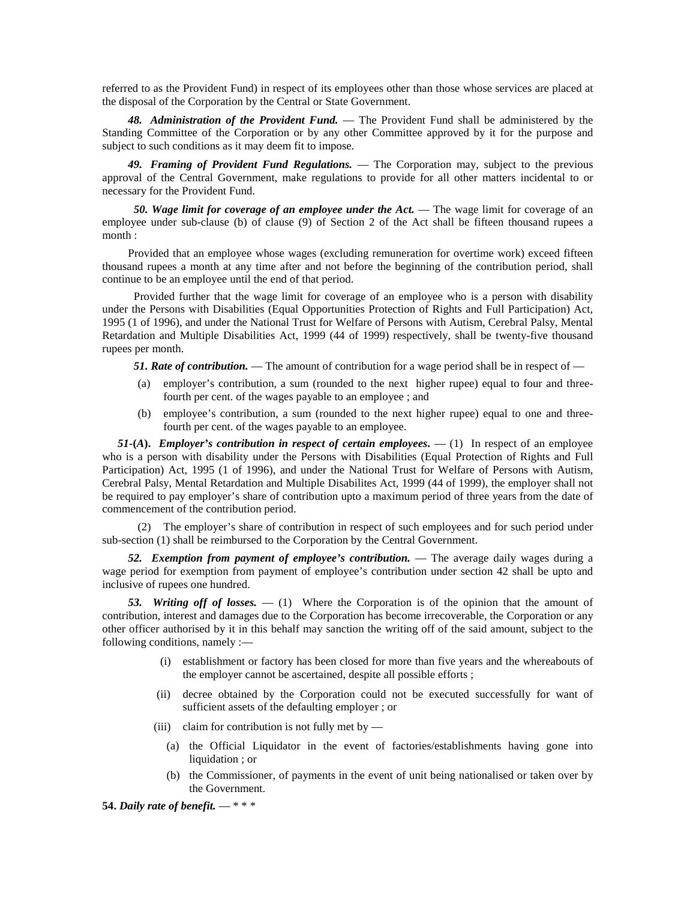referred to as the Provident Fund) in respect of its employees other than those whose services are placed at the disposal of the Corporation by the Central or State Government.

***48. Administration of the Provident Fund.*** — The Provident Fund shall be administered by the Standing Committee of the Corporation or by any other Committee approved by it for the purpose and subject to such conditions as it may deem fit to impose.

***49. Framing of Provident Fund Regulations.*** — The Corporation may, subject to the previous approval of the Central Government, make regulations to provide for all other matters incidental to or necessary for the Provident Fund.

***50. Wage limit for coverage of an employee under the Act.*** — The wage limit for coverage of an employee under sub-clause (b) of clause (9) of Section 2 of the Act shall be fifteen thousand rupees a month :

Provided that an employee whose wages (excluding remuneration for overtime work) exceed fifteen thousand rupees a month at any time after and not before the beginning of the contribution period, shall continue to be an employee until the end of that period.

Provided further that the wage limit for coverage of an employee who is a person with disability under the Persons with Disabilities (Equal Opportunities Protection of Rights and Full Participation) Act, 1995 (1 of 1996), and under the National Trust for Welfare of Persons with Autism, Cerebral Palsy, Mental Retardation and Multiple Disabilities Act, 1999 (44 of 1999) respectively, shall be twenty-five thousand rupees per month.

***51. Rate of contribution.*** — The amount of contribution for a wage period shall be in respect of —

(a) employer's contribution, a sum (rounded to the next higher rupee) equal to four and three-fourth per cent. of the wages payable to an employee ; and

(b) employee's contribution, a sum (rounded to the next higher rupee) equal to one and three-fourth per cent. of the wages payable to an employee.

***51-(A). Employer's contribution in respect of certain employees.*** — (1) In respect of an employee who is a person with disability under the Persons with Disabilities (Equal Protection of Rights and Full Participation) Act, 1995 (1 of 1996), and under the National Trust for Welfare of Persons with Autism, Cerebral Palsy, Mental Retardation and Multiple Disabilites Act, 1999 (44 of 1999), the employer shall not be required to pay employer's share of contribution upto a maximum period of three years from the date of commencement of the contribution period.

(2) The employer's share of contribution in respect of such employees and for such period under sub-section (1) shall be reimbursed to the Corporation by the Central Government.

***52. Exemption from payment of employee's contribution.*** — The average daily wages during a wage period for exemption from payment of employee's contribution under section 42 shall be upto and inclusive of rupees one hundred.

***53. Writing off of losses.*** — (1) Where the Corporation is of the opinion that the amount of contribution, interest and damages due to the Corporation has become irrecoverable, the Corporation or any other officer authorised by it in this behalf may sanction the writing off of the said amount, subject to the following conditions, namely :—

(i) establishment or factory has been closed for more than five years and the whereabouts of the employer cannot be ascertained, despite all possible efforts ;

(ii) decree obtained by the Corporation could not be executed successfully for want of sufficient assets of the defaulting employer ; or

(iii) claim for contribution is not fully met by —

(a) the Official Liquidator in the event of factories/establishments having gone into liquidation ; or

(b) the Commissioner, of payments in the event of unit being nationalised or taken over by the Government.

**54.** ***Daily rate of benefit.*** — * * *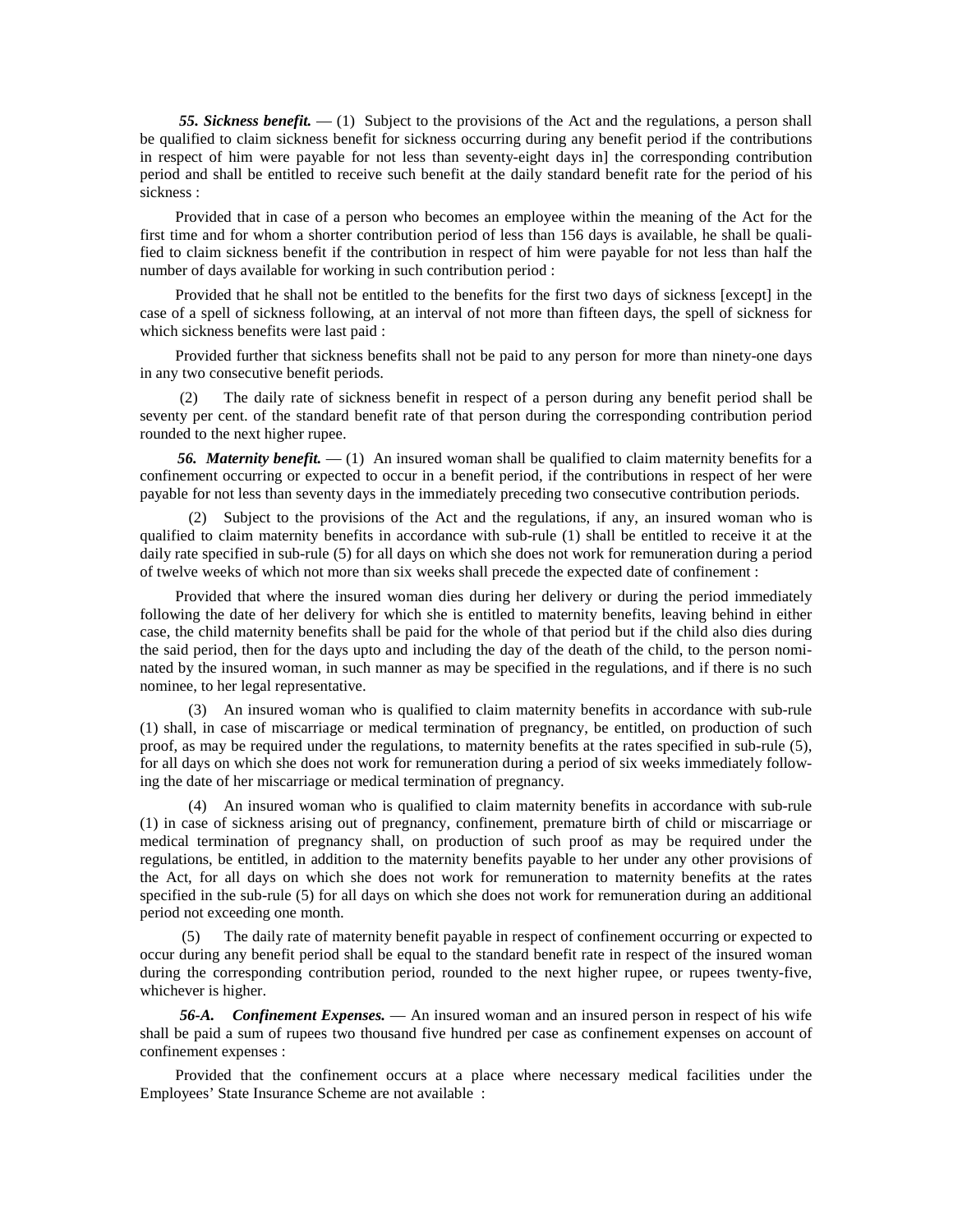***55. Sickness benefit.*** — (1) Subject to the provisions of the Act and the regulations, a person shall be qualified to claim sickness benefit for sickness occurring during any benefit period if the contributions in respect of him were payable for not less than seventy-eight days in] the corresponding contribution period and shall be entitled to receive such benefit at the daily standard benefit rate for the period of his sickness :

Provided that in case of a person who becomes an employee within the meaning of the Act for the first time and for whom a shorter contribution period of less than 156 days is available, he shall be qualified to claim sickness benefit if the contribution in respect of him were payable for not less than half the number of days available for working in such contribution period :

Provided that he shall not be entitled to the benefits for the first two days of sickness [except] in the case of a spell of sickness following, at an interval of not more than fifteen days, the spell of sickness for which sickness benefits were last paid :

Provided further that sickness benefits shall not be paid to any person for more than ninety-one days in any two consecutive benefit periods.

(2) The daily rate of sickness benefit in respect of a person during any benefit period shall be seventy per cent. of the standard benefit rate of that person during the corresponding contribution period rounded to the next higher rupee.

***56. Maternity benefit.*** — (1) An insured woman shall be qualified to claim maternity benefits for a confinement occurring or expected to occur in a benefit period, if the contributions in respect of her were payable for not less than seventy days in the immediately preceding two consecutive contribution periods.

(2) Subject to the provisions of the Act and the regulations, if any, an insured woman who is qualified to claim maternity benefits in accordance with sub-rule (1) shall be entitled to receive it at the daily rate specified in sub-rule (5) for all days on which she does not work for remuneration during a period of twelve weeks of which not more than six weeks shall precede the expected date of confinement :

Provided that where the insured woman dies during her delivery or during the period immediately following the date of her delivery for which she is entitled to maternity benefits, leaving behind in either case, the child maternity benefits shall be paid for the whole of that period but if the child also dies during the said period, then for the days upto and including the day of the death of the child, to the person nominated by the insured woman, in such manner as may be specified in the regulations, and if there is no such nominee, to her legal representative.

(3) An insured woman who is qualified to claim maternity benefits in accordance with sub-rule (1) shall, in case of miscarriage or medical termination of pregnancy, be entitled, on production of such proof, as may be required under the regulations, to maternity benefits at the rates specified in sub-rule (5), for all days on which she does not work for remuneration during a period of six weeks immediately following the date of her miscarriage or medical termination of pregnancy.

(4) An insured woman who is qualified to claim maternity benefits in accordance with sub-rule (1) in case of sickness arising out of pregnancy, confinement, premature birth of child or miscarriage or medical termination of pregnancy shall, on production of such proof as may be required under the regulations, be entitled, in addition to the maternity benefits payable to her under any other provisions of the Act, for all days on which she does not work for remuneration to maternity benefits at the rates specified in the sub-rule (5) for all days on which she does not work for remuneration during an additional period not exceeding one month.

(5) The daily rate of maternity benefit payable in respect of confinement occurring or expected to occur during any benefit period shall be equal to the standard benefit rate in respect of the insured woman during the corresponding contribution period, rounded to the next higher rupee, or rupees twenty-five, whichever is higher.

***56-A. Confinement Expenses.*** — An insured woman and an insured person in respect of his wife shall be paid a sum of rupees two thousand five hundred per case as confinement expenses on account of confinement expenses :

Provided that the confinement occurs at a place where necessary medical facilities under the Employees' State Insurance Scheme are not available :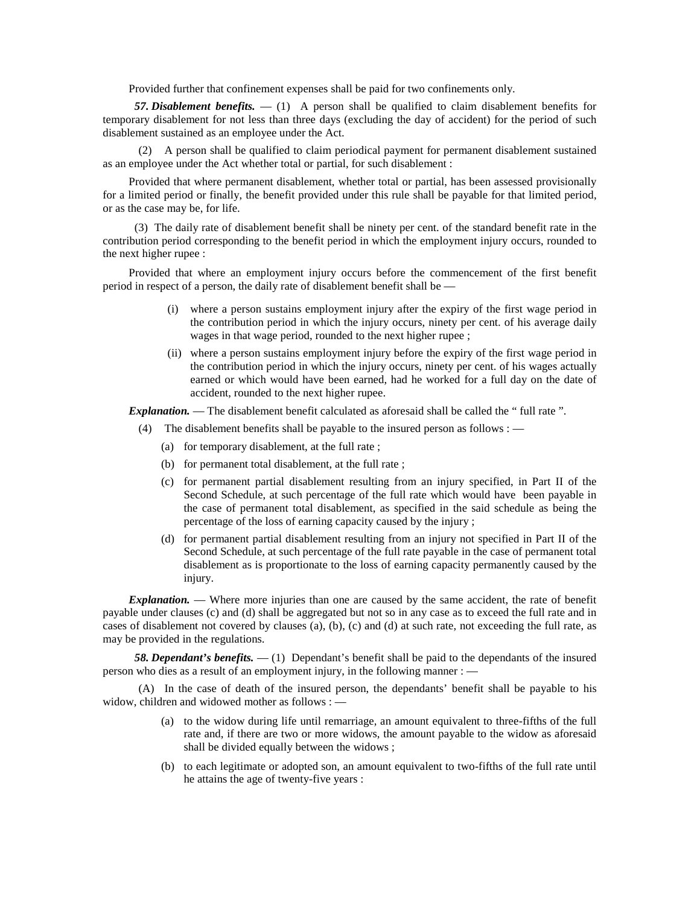Provided further that confinement expenses shall be paid for two confinements only.

***57. Disablement benefits.*** — (1) A person shall be qualified to claim disablement benefits for temporary disablement for not less than three days (excluding the day of accident) for the period of such disablement sustained as an employee under the Act.

(2) A person shall be qualified to claim periodical payment for permanent disablement sustained as an employee under the Act whether total or partial, for such disablement :

Provided that where permanent disablement, whether total or partial, has been assessed provisionally for a limited period or finally, the benefit provided under this rule shall be payable for that limited period, or as the case may be, for life.

(3) The daily rate of disablement benefit shall be ninety per cent. of the standard benefit rate in the contribution period corresponding to the benefit period in which the employment injury occurs, rounded to the next higher rupee :

Provided that where an employment injury occurs before the commencement of the first benefit period in respect of a person, the daily rate of disablement benefit shall be —

- (i) where a person sustains employment injury after the expiry of the first wage period in the contribution period in which the injury occurs, ninety per cent. of his average daily wages in that wage period, rounded to the next higher rupee ;
- (ii) where a person sustains employment injury before the expiry of the first wage period in the contribution period in which the injury occurs, ninety per cent. of his wages actually earned or which would have been earned, had he worked for a full day on the date of accident, rounded to the next higher rupee.

***Explanation.*** — The disablement benefit calculated as aforesaid shall be called the " full rate ".

(4) The disablement benefits shall be payable to the insured person as follows : —

- (a) for temporary disablement, at the full rate ;
- (b) for permanent total disablement, at the full rate ;
- (c) for permanent partial disablement resulting from an injury specified, in Part II of the Second Schedule, at such percentage of the full rate which would have been payable in the case of permanent total disablement, as specified in the said schedule as being the percentage of the loss of earning capacity caused by the injury ;
- (d) for permanent partial disablement resulting from an injury not specified in Part II of the Second Schedule, at such percentage of the full rate payable in the case of permanent total disablement as is proportionate to the loss of earning capacity permanently caused by the injury.

***Explanation.*** — Where more injuries than one are caused by the same accident, the rate of benefit payable under clauses (c) and (d) shall be aggregated but not so in any case as to exceed the full rate and in cases of disablement not covered by clauses (a), (b), (c) and (d) at such rate, not exceeding the full rate, as may be provided in the regulations.

***58. Dependant's benefits.*** — (1) Dependant's benefit shall be paid to the dependants of the insured person who dies as a result of an employment injury, in the following manner : —

(A) In the case of death of the insured person, the dependants' benefit shall be payable to his widow, children and widowed mother as follows : —

- (a) to the widow during life until remarriage, an amount equivalent to three-fifths of the full rate and, if there are two or more widows, the amount payable to the widow as aforesaid shall be divided equally between the widows ;
- (b) to each legitimate or adopted son, an amount equivalent to two-fifths of the full rate until he attains the age of twenty-five years :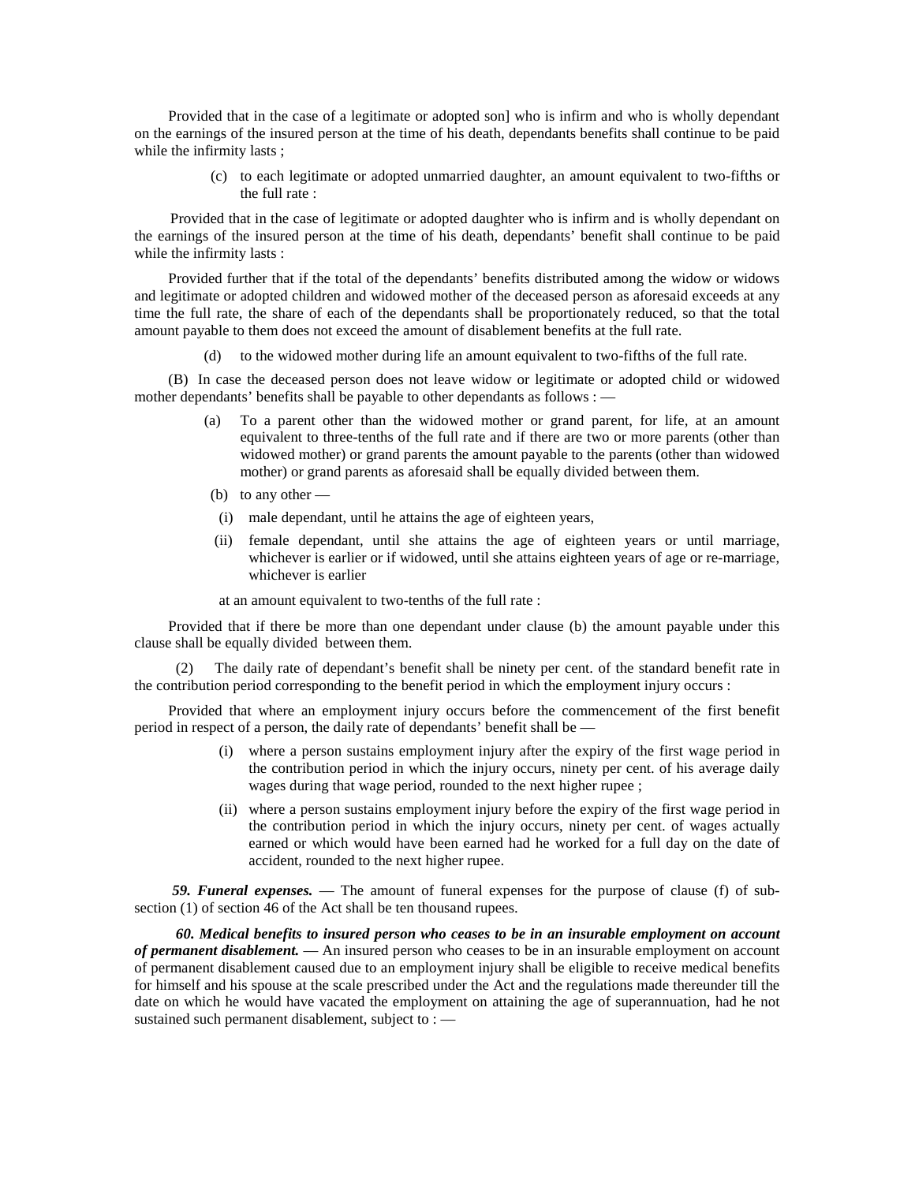Provided that in the case of a legitimate or adopted son] who is infirm and who is wholly dependant on the earnings of the insured person at the time of his death, dependants benefits shall continue to be paid while the infirmity lasts ;

(c) to each legitimate or adopted unmarried daughter, an amount equivalent to two-fifths or the full rate :

Provided that in the case of legitimate or adopted daughter who is infirm and is wholly dependant on the earnings of the insured person at the time of his death, dependants' benefit shall continue to be paid while the infirmity lasts :

Provided further that if the total of the dependants' benefits distributed among the widow or widows and legitimate or adopted children and widowed mother of the deceased person as aforesaid exceeds at any time the full rate, the share of each of the dependants shall be proportionately reduced, so that the total amount payable to them does not exceed the amount of disablement benefits at the full rate.

(d) to the widowed mother during life an amount equivalent to two-fifths of the full rate.

(B) In case the deceased person does not leave widow or legitimate or adopted child or widowed mother dependants' benefits shall be payable to other dependants as follows : —

(a) To a parent other than the widowed mother or grand parent, for life, at an amount equivalent to three-tenths of the full rate and if there are two or more parents (other than widowed mother) or grand parents the amount payable to the parents (other than widowed mother) or grand parents as aforesaid shall be equally divided between them.

(b) to any other —

(i) male dependant, until he attains the age of eighteen years,

(ii) female dependant, until she attains the age of eighteen years or until marriage, whichever is earlier or if widowed, until she attains eighteen years of age or re-marriage, whichever is earlier

at an amount equivalent to two-tenths of the full rate :

Provided that if there be more than one dependant under clause (b) the amount payable under this clause shall be equally divided between them.

(2) The daily rate of dependant's benefit shall be ninety per cent. of the standard benefit rate in the contribution period corresponding to the benefit period in which the employment injury occurs :

Provided that where an employment injury occurs before the commencement of the first benefit period in respect of a person, the daily rate of dependants' benefit shall be —

(i) where a person sustains employment injury after the expiry of the first wage period in the contribution period in which the injury occurs, ninety per cent. of his average daily wages during that wage period, rounded to the next higher rupee ;

(ii) where a person sustains employment injury before the expiry of the first wage period in the contribution period in which the injury occurs, ninety per cent. of wages actually earned or which would have been earned had he worked for a full day on the date of accident, rounded to the next higher rupee.

***59. Funeral expenses.*** — The amount of funeral expenses for the purpose of clause (f) of sub-section (1) of section 46 of the Act shall be ten thousand rupees.

***60. Medical benefits to insured person who ceases to be in an insurable employment on account of permanent disablement.*** — An insured person who ceases to be in an insurable employment on account of permanent disablement caused due to an employment injury shall be eligible to receive medical benefits for himself and his spouse at the scale prescribed under the Act and the regulations made thereunder till the date on which he would have vacated the employment on attaining the age of superannuation, had he not sustained such permanent disablement, subject to : —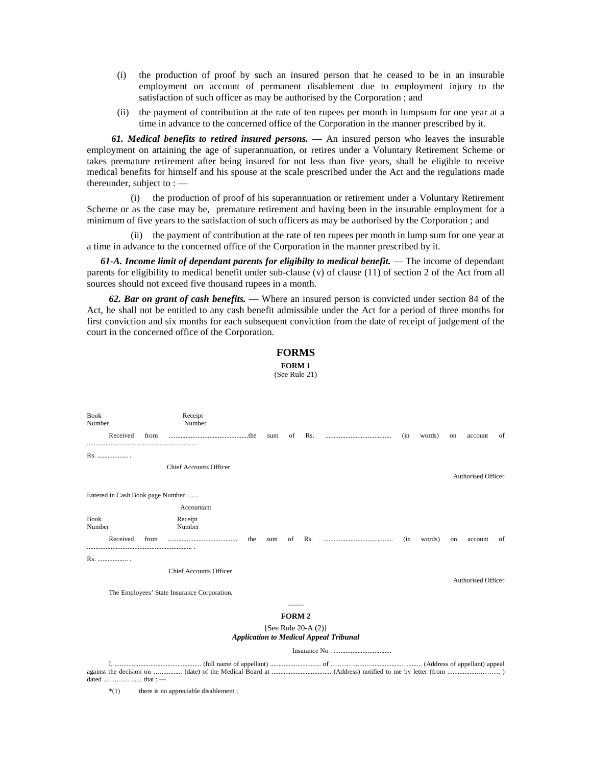(i) the production of proof by such an insured person that he ceased to be in an insurable employment on account of permanent disablement due to employment injury to the satisfaction of such officer as may be authorised by the Corporation ; and

(ii) the payment of contribution at the rate of ten rupees per month in lumpsum for one year at a time in advance to the concerned office of the Corporation in the manner prescribed by it.

***61. Medical benefits to retired insured persons.*** — An insured person who leaves the insurable employment on attaining the age of superannuation, or retires under a Voluntary Retirement Scheme or takes premature retirement after being insured for not less than five years, shall be eligible to receive medical benefits for himself and his spouse at the scale prescribed under the Act and the regulations made thereunder, subject to : —

(i) the production of proof of his superannuation or retirement under a Voluntary Retirement Scheme or as the case may be, premature retirement and having been in the insurable employment for a minimum of five years to the satisfaction of such officers as may be authorised by the Corporation ; and

(ii) the payment of contribution at the rate of ten rupees per month in lump sum for one year at a time in advance to the concerned office of the Corporation in the manner prescribed by it.

***61-A. Income limit of dependant parents for eligibilty to medical benefit.*** — The income of dependant parents for eligibility to medical benefit under sub-clause (v) of clause (11) of section 2 of the Act from all sources should not exceed five thousand rupees in a month.

***62. Bar on grant of cash benefits.*** — Where an insured person is convicted under section 84 of the Act, he shall not be entitled to any cash benefit admissible under the Act for a period of three months for first conviction and six months for each subsequent conviction from the date of receipt of judgement of the court in the concerned office of the Corporation.

# FORMS

## FORM 1

(See Rule 21)

Book Number Receipt Number

Received from ...............................................the sum of Rs. ...................................... (in words) on account of ............................................................... .

Rs. .................. .

Chief Accounts Officer

Authorised Officer

Entered in Cash Book page Number .......

Accountant

Book Number Receipt Number

Received from ......................................... the sum of Rs. ......................................... (in words) on account of ............................................................. .

Rs. .................. .

Chief Accounts Officer

Authorised Officer

The Employees' State Insurance Corporation.

---

## FORM 2

[See Rule 20-A (2)]

***Application to Medical Appeal Tribunal***

Insurance No : ..................................

I, ................................................... (full name of appellant) .............................. of ………….....…...............…........ (Address of appellant) appeal against the decision on …............ (date) of the Medical Board at ................................... (Address) notified to me by letter (from ................…….… ) dated ……......…... that : —

*(1) there is no appreciable disablement ;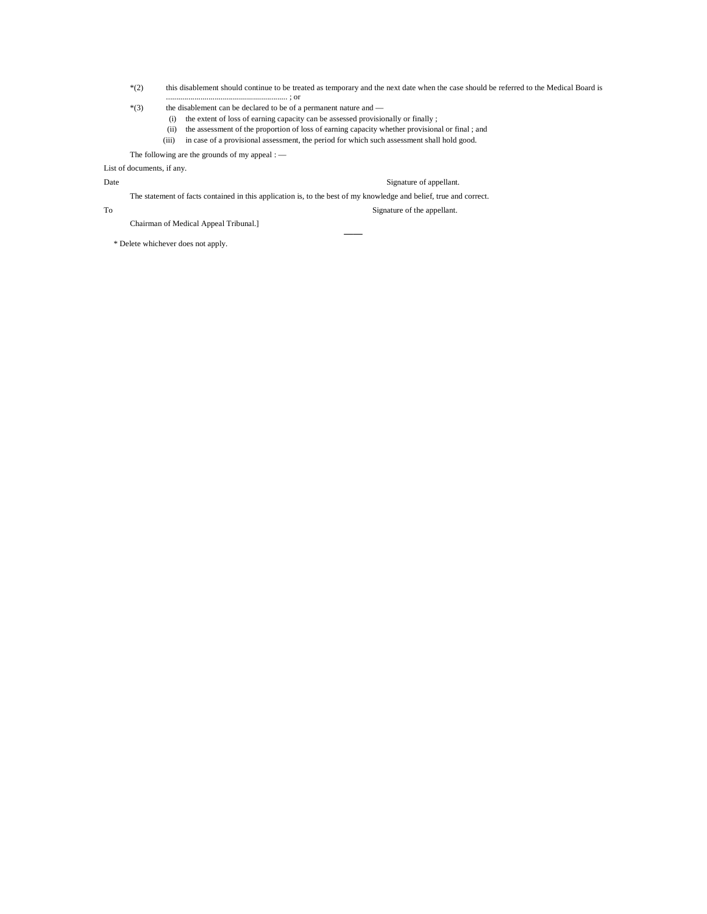*(2) this disablement should continue to be treated as temporary and the next date when the case should be referred to the Medical Board is ........................................................... ; or

*(3) the disablement can be declared to be of a permanent nature and —

(i) the extent of loss of earning capacity can be assessed provisionally or finally ;

(ii) the assessment of the proportion of loss of earning capacity whether provisional or final ; and

(iii) in case of a provisional assessment, the period for which such assessment shall hold good.

The following are the grounds of my appeal : —

List of documents, if any.

Date Signature of appellant.

The statement of facts contained in this application is, to the best of my knowledge and belief, true and correct.

To Signature of the appellant.

Chairman of Medical Appeal Tribunal.]

---

\* Delete whichever does not apply.